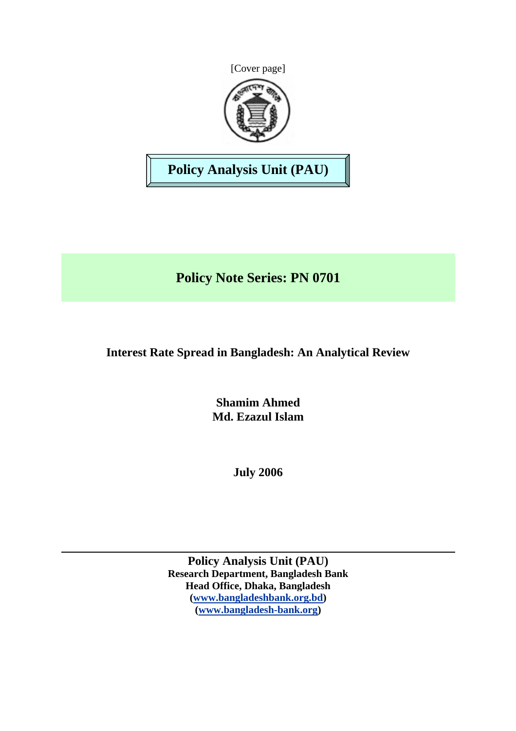[Cover page]

**Policy Analysis Unit (PAU)**

## Policy Note Series: PN 0701

# Interest Rate Spread in Bangladesh: An Analytical Review

**Shamim Ahmed**
**Md. Ezazul Islam**

**July 2006**

---

**Policy Analysis Unit (PAU)**
**Research Department, Bangladesh Bank**
**Head Office, Dhaka, Bangladesh**
**(www.bangladeshbank.org.bd)**
**(www.bangladesh-bank.org)**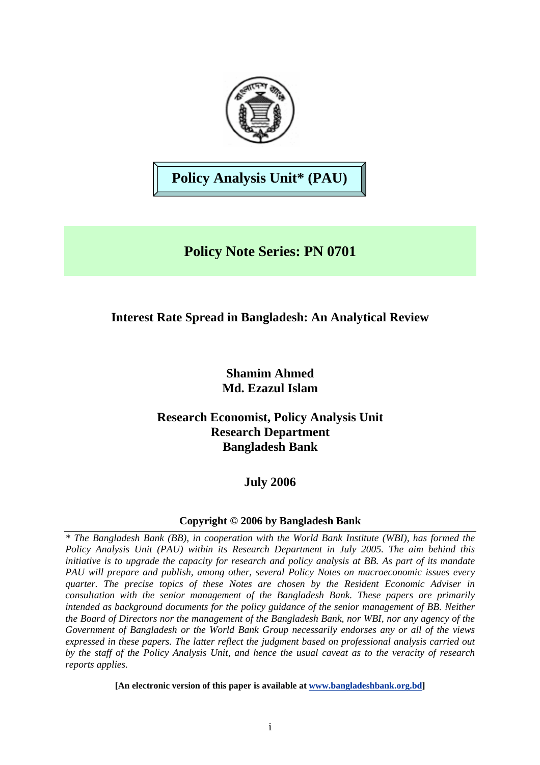# Policy Analysis Unit* (PAU)

## Policy Note Series: PN 0701

### Interest Rate Spread in Bangladesh: An Analytical Review

**Shamim Ahmed**
**Md. Ezazul Islam**

**Research Economist, Policy Analysis Unit**
**Research Department**
**Bangladesh Bank**

**July 2006**

**Copyright © 2006 by Bangladesh Bank**

---

*\* The Bangladesh Bank (BB), in cooperation with the World Bank Institute (WBI), has formed the Policy Analysis Unit (PAU) within its Research Department in July 2005. The aim behind this initiative is to upgrade the capacity for research and policy analysis at BB. As part of its mandate PAU will prepare and publish, among other, several Policy Notes on macroeconomic issues every quarter. The precise topics of these Notes are chosen by the Resident Economic Adviser in consultation with the senior management of the Bangladesh Bank. These papers are primarily intended as background documents for the policy guidance of the senior management of BB. Neither the Board of Directors nor the management of the Bangladesh Bank, nor WBI, nor any agency of the Government of Bangladesh or the World Bank Group necessarily endorses any or all of the views expressed in these papers. The latter reflect the judgment based on professional analysis carried out by the staff of the Policy Analysis Unit, and hence the usual caveat as to the veracity of research reports applies.*

**[An electronic version of this paper is available at www.bangladeshbank.org.bd]**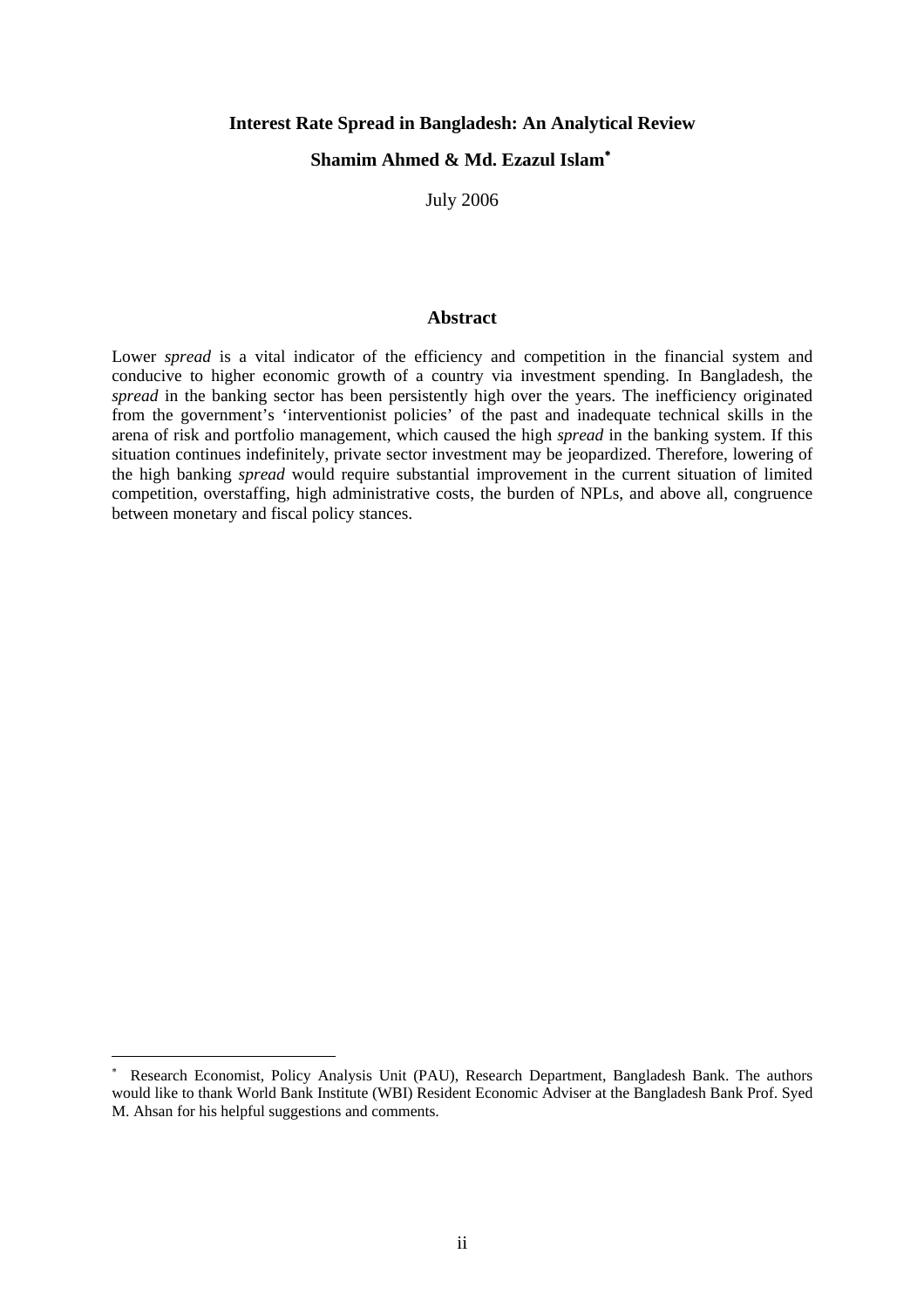**Interest Rate Spread in Bangladesh: An Analytical Review**

**Shamim Ahmed & Md. Ezazul Islam***

July 2006

## Abstract

Lower *spread* is a vital indicator of the efficiency and competition in the financial system and conducive to higher economic growth of a country via investment spending. In Bangladesh, the *spread* in the banking sector has been persistently high over the years. The inefficiency originated from the government's 'interventionist policies' of the past and inadequate technical skills in the arena of risk and portfolio management, which caused the high *spread* in the banking system. If this situation continues indefinitely, private sector investment may be jeopardized. Therefore, lowering of the high banking *spread* would require substantial improvement in the current situation of limited competition, overstaffing, high administrative costs, the burden of NPLs, and above all, congruence between monetary and fiscal policy stances.

---

* Research Economist, Policy Analysis Unit (PAU), Research Department, Bangladesh Bank. The authors would like to thank World Bank Institute (WBI) Resident Economic Adviser at the Bangladesh Bank Prof. Syed M. Ahsan for his helpful suggestions and comments.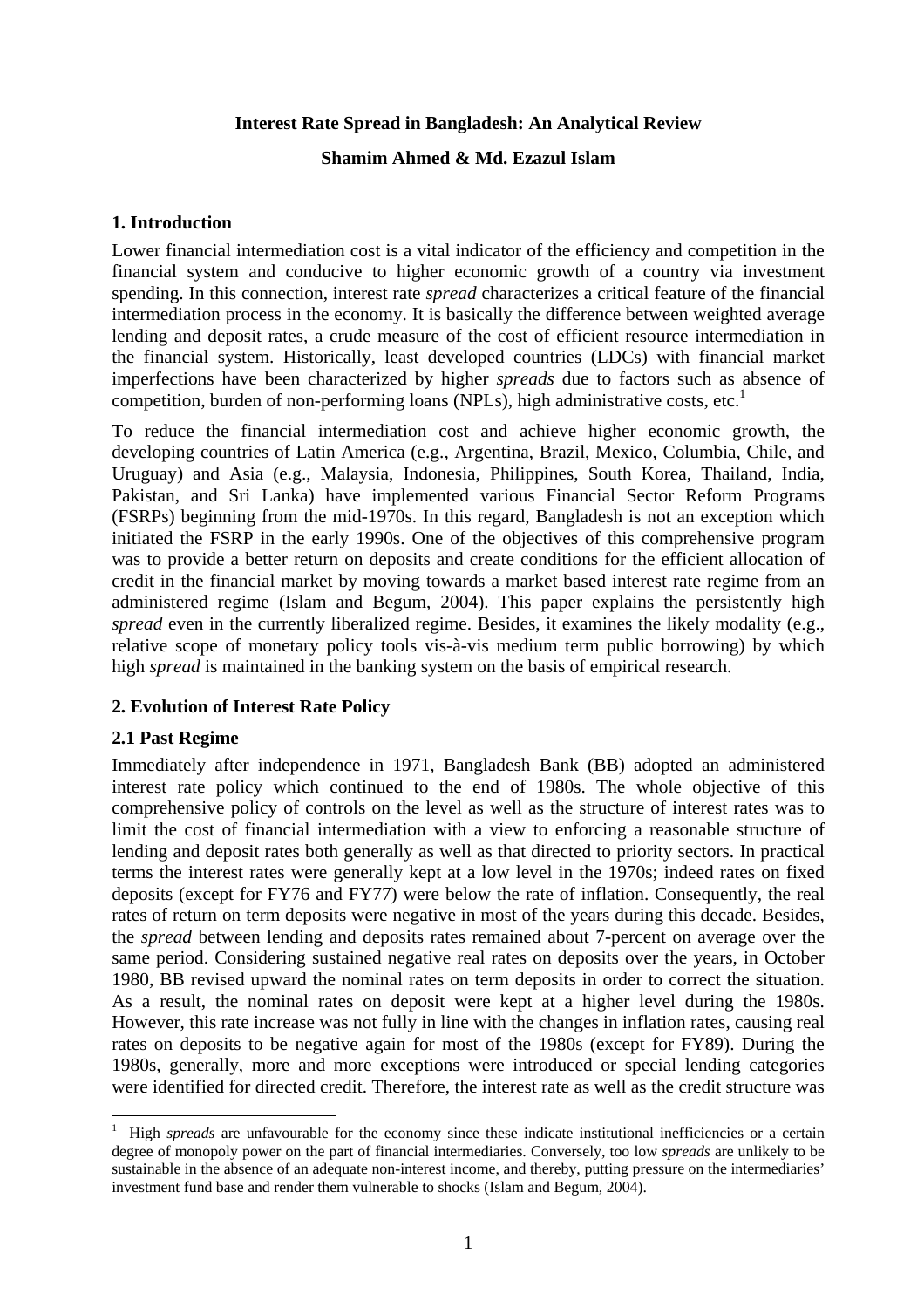**Interest Rate Spread in Bangladesh: An Analytical Review**

**Shamim Ahmed & Md. Ezazul Islam**

## 1. Introduction

Lower financial intermediation cost is a vital indicator of the efficiency and competition in the financial system and conducive to higher economic growth of a country via investment spending. In this connection, interest rate *spread* characterizes a critical feature of the financial intermediation process in the economy. It is basically the difference between weighted average lending and deposit rates, a crude measure of the cost of efficient resource intermediation in the financial system. Historically, least developed countries (LDCs) with financial market imperfections have been characterized by higher *spreads* due to factors such as absence of competition, burden of non-performing loans (NPLs), high administrative costs, etc.[1]

To reduce the financial intermediation cost and achieve higher economic growth, the developing countries of Latin America (e.g., Argentina, Brazil, Mexico, Columbia, Chile, and Uruguay) and Asia (e.g., Malaysia, Indonesia, Philippines, South Korea, Thailand, India, Pakistan, and Sri Lanka) have implemented various Financial Sector Reform Programs (FSRPs) beginning from the mid-1970s. In this regard, Bangladesh is not an exception which initiated the FSRP in the early 1990s. One of the objectives of this comprehensive program was to provide a better return on deposits and create conditions for the efficient allocation of credit in the financial market by moving towards a market based interest rate regime from an administered regime (Islam and Begum, 2004). This paper explains the persistently high *spread* even in the currently liberalized regime. Besides, it examines the likely modality (e.g., relative scope of monetary policy tools vis-à-vis medium term public borrowing) by which high *spread* is maintained in the banking system on the basis of empirical research.

## 2. Evolution of Interest Rate Policy

### 2.1 Past Regime

Immediately after independence in 1971, Bangladesh Bank (BB) adopted an administered interest rate policy which continued to the end of 1980s. The whole objective of this comprehensive policy of controls on the level as well as the structure of interest rates was to limit the cost of financial intermediation with a view to enforcing a reasonable structure of lending and deposit rates both generally as well as that directed to priority sectors. In practical terms the interest rates were generally kept at a low level in the 1970s; indeed rates on fixed deposits (except for FY76 and FY77) were below the rate of inflation. Consequently, the real rates of return on term deposits were negative in most of the years during this decade. Besides, the *spread* between lending and deposits rates remained about 7-percent on average over the same period. Considering sustained negative real rates on deposits over the years, in October 1980, BB revised upward the nominal rates on term deposits in order to correct the situation. As a result, the nominal rates on deposit were kept at a higher level during the 1980s. However, this rate increase was not fully in line with the changes in inflation rates, causing real rates on deposits to be negative again for most of the 1980s (except for FY89). During the 1980s, generally, more and more exceptions were introduced or special lending categories were identified for directed credit. Therefore, the interest rate as well as the credit structure was

---

[1] High *spreads* are unfavourable for the economy since these indicate institutional inefficiencies or a certain degree of monopoly power on the part of financial intermediaries. Conversely, too low *spreads* are unlikely to be sustainable in the absence of an adequate non-interest income, and thereby, putting pressure on the intermediaries' investment fund base and render them vulnerable to shocks (Islam and Begum, 2004).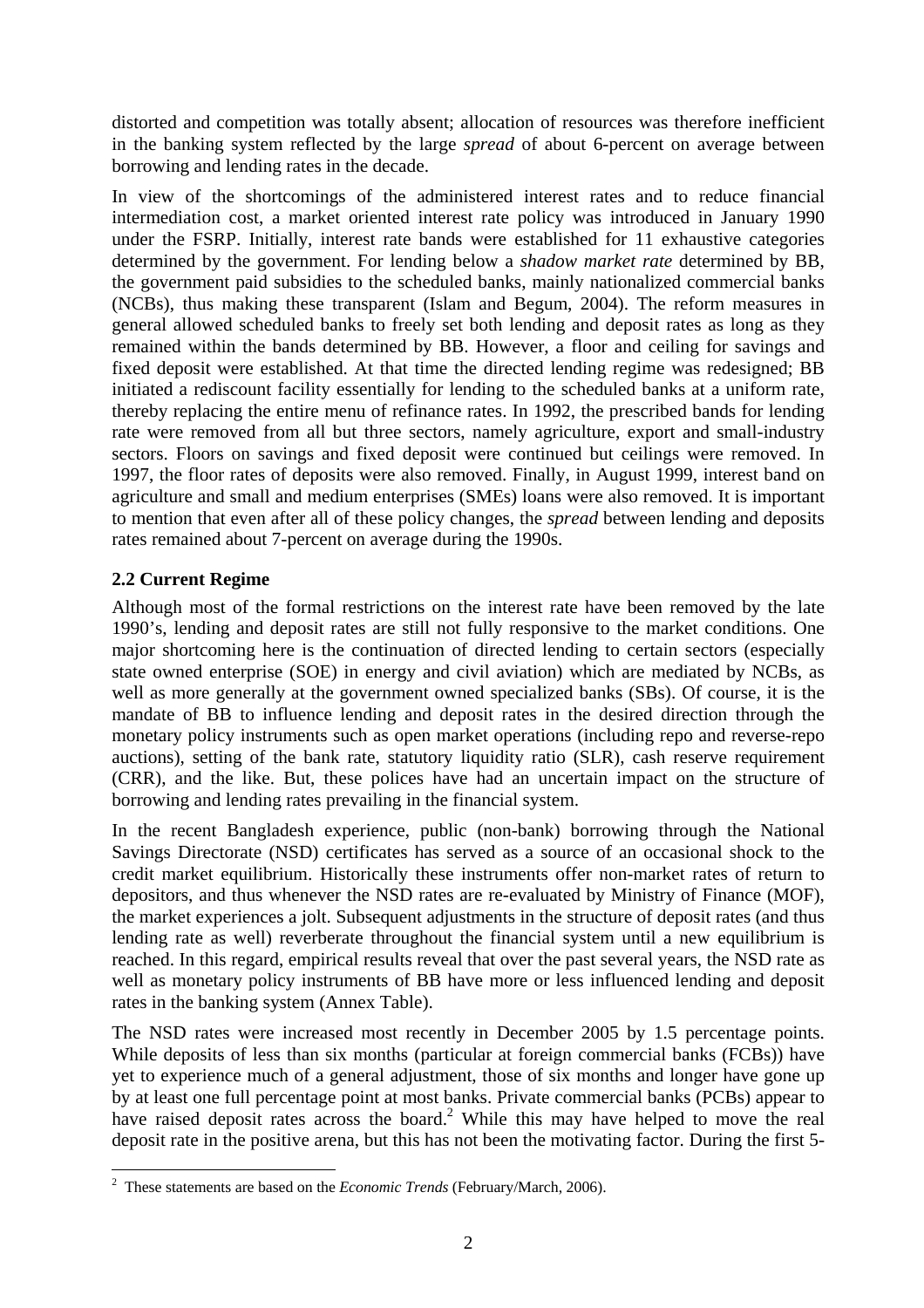distorted and competition was totally absent; allocation of resources was therefore inefficient in the banking system reflected by the large *spread* of about 6-percent on average between borrowing and lending rates in the decade.

In view of the shortcomings of the administered interest rates and to reduce financial intermediation cost, a market oriented interest rate policy was introduced in January 1990 under the FSRP. Initially, interest rate bands were established for 11 exhaustive categories determined by the government. For lending below a *shadow market rate* determined by BB, the government paid subsidies to the scheduled banks, mainly nationalized commercial banks (NCBs), thus making these transparent (Islam and Begum, 2004). The reform measures in general allowed scheduled banks to freely set both lending and deposit rates as long as they remained within the bands determined by BB. However, a floor and ceiling for savings and fixed deposit were established. At that time the directed lending regime was redesigned; BB initiated a rediscount facility essentially for lending to the scheduled banks at a uniform rate, thereby replacing the entire menu of refinance rates. In 1992, the prescribed bands for lending rate were removed from all but three sectors, namely agriculture, export and small-industry sectors. Floors on savings and fixed deposit were continued but ceilings were removed. In 1997, the floor rates of deposits were also removed. Finally, in August 1999, interest band on agriculture and small and medium enterprises (SMEs) loans were also removed. It is important to mention that even after all of these policy changes, the *spread* between lending and deposits rates remained about 7-percent on average during the 1990s.

### 2.2 Current Regime

Although most of the formal restrictions on the interest rate have been removed by the late 1990's, lending and deposit rates are still not fully responsive to the market conditions. One major shortcoming here is the continuation of directed lending to certain sectors (especially state owned enterprise (SOE) in energy and civil aviation) which are mediated by NCBs, as well as more generally at the government owned specialized banks (SBs). Of course, it is the mandate of BB to influence lending and deposit rates in the desired direction through the monetary policy instruments such as open market operations (including repo and reverse-repo auctions), setting of the bank rate, statutory liquidity ratio (SLR), cash reserve requirement (CRR), and the like. But, these polices have had an uncertain impact on the structure of borrowing and lending rates prevailing in the financial system.

In the recent Bangladesh experience, public (non-bank) borrowing through the National Savings Directorate (NSD) certificates has served as a source of an occasional shock to the credit market equilibrium. Historically these instruments offer non-market rates of return to depositors, and thus whenever the NSD rates are re-evaluated by Ministry of Finance (MOF), the market experiences a jolt. Subsequent adjustments in the structure of deposit rates (and thus lending rate as well) reverberate throughout the financial system until a new equilibrium is reached. In this regard, empirical results reveal that over the past several years, the NSD rate as well as monetary policy instruments of BB have more or less influenced lending and deposit rates in the banking system (Annex Table).

The NSD rates were increased most recently in December 2005 by 1.5 percentage points. While deposits of less than six months (particular at foreign commercial banks (FCBs)) have yet to experience much of a general adjustment, those of six months and longer have gone up by at least one full percentage point at most banks. Private commercial banks (PCBs) appear to have raised deposit rates across the board.[2] While this may have helped to move the real deposit rate in the positive arena, but this has not been the motivating factor. During the first 5-

[2] These statements are based on the *Economic Trends* (February/March, 2006).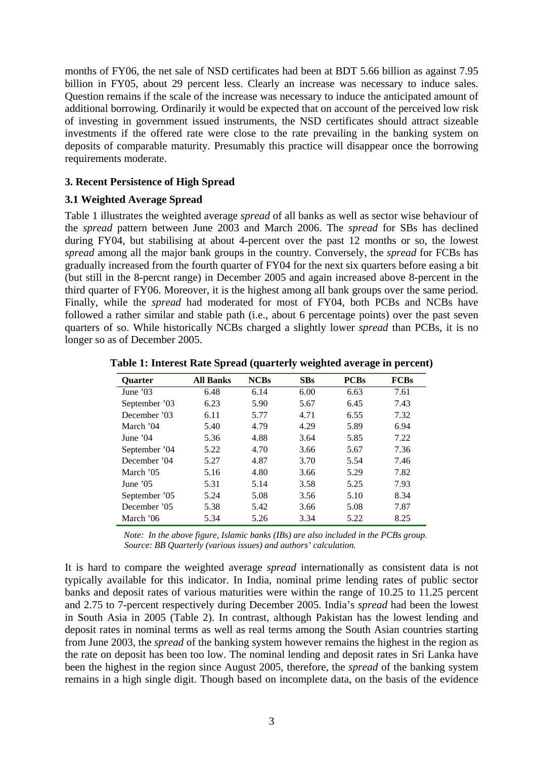months of FY06, the net sale of NSD certificates had been at BDT 5.66 billion as against 7.95 billion in FY05, about 29 percent less. Clearly an increase was necessary to induce sales. Question remains if the scale of the increase was necessary to induce the anticipated amount of additional borrowing. Ordinarily it would be expected that on account of the perceived low risk of investing in government issued instruments, the NSD certificates should attract sizeable investments if the offered rate were close to the rate prevailing in the banking system on deposits of comparable maturity. Presumably this practice will disappear once the borrowing requirements moderate.

### 3. Recent Persistence of High Spread

### 3.1 Weighted Average Spread

Table 1 illustrates the weighted average *spread* of all banks as well as sector wise behaviour of the *spread* pattern between June 2003 and March 2006. The *spread* for SBs has declined during FY04, but stabilising at about 4-percent over the past 12 months or so, the lowest *spread* among all the major bank groups in the country. Conversely, the *spread* for FCBs has gradually increased from the fourth quarter of FY04 for the next six quarters before easing a bit (but still in the 8-percnt range) in December 2005 and again increased above 8-percent in the third quarter of FY06. Moreover, it is the highest among all bank groups over the same period. Finally, while the *spread* had moderated for most of FY04, both PCBs and NCBs have followed a rather similar and stable path (i.e., about 6 percentage points) over the past seven quarters of so. While historically NCBs charged a slightly lower *spread* than PCBs, it is no longer so as of December 2005.

**Table 1: Interest Rate Spread (quarterly weighted average in percent)**

| Quarter | All Banks | NCBs | SBs | PCBs | FCBs |
|---|---|---|---|---|---|
| June '03 | 6.48 | 6.14 | 6.00 | 6.63 | 7.61 |
| September '03 | 6.23 | 5.90 | 5.67 | 6.45 | 7.43 |
| December '03 | 6.11 | 5.77 | 4.71 | 6.55 | 7.32 |
| March '04 | 5.40 | 4.79 | 4.29 | 5.89 | 6.94 |
| June '04 | 5.36 | 4.88 | 3.64 | 5.85 | 7.22 |
| September '04 | 5.22 | 4.70 | 3.66 | 5.67 | 7.36 |
| December '04 | 5.27 | 4.87 | 3.70 | 5.54 | 7.46 |
| March '05 | 5.16 | 4.80 | 3.66 | 5.29 | 7.82 |
| June '05 | 5.31 | 5.14 | 3.58 | 5.25 | 7.93 |
| September '05 | 5.24 | 5.08 | 3.56 | 5.10 | 8.34 |
| December '05 | 5.38 | 5.42 | 3.66 | 5.08 | 7.87 |
| March '06 | 5.34 | 5.26 | 3.34 | 5.22 | 8.25 |

*Note: In the above figure, Islamic banks (IBs) are also included in the PCBs group.*
*Source: BB Quarterly (various issues) and authors' calculation.*

It is hard to compare the weighted average *spread* internationally as consistent data is not typically available for this indicator. In India, nominal prime lending rates of public sector banks and deposit rates of various maturities were within the range of 10.25 to 11.25 percent and 2.75 to 7-percent respectively during December 2005. India's *spread* had been the lowest in South Asia in 2005 (Table 2). In contrast, although Pakistan has the lowest lending and deposit rates in nominal terms as well as real terms among the South Asian countries starting from June 2003, the *spread* of the banking system however remains the highest in the region as the rate on deposit has been too low. The nominal lending and deposit rates in Sri Lanka have been the highest in the region since August 2005, therefore, the *spread* of the banking system remains in a high single digit. Though based on incomplete data, on the basis of the evidence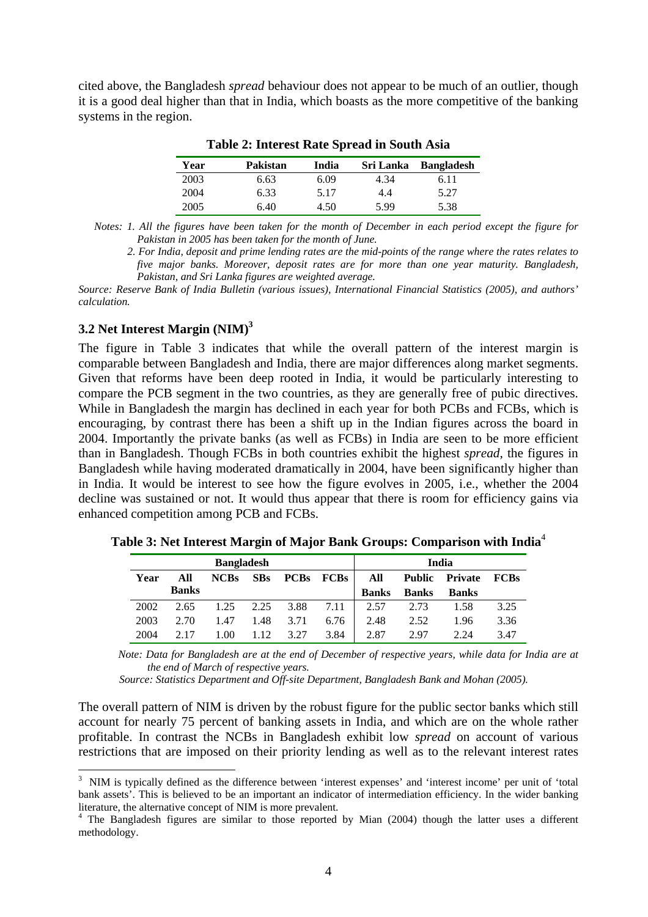cited above, the Bangladesh *spread* behaviour does not appear to be much of an outlier, though it is a good deal higher than that in India, which boasts as the more competitive of the banking systems in the region.

**Table 2: Interest Rate Spread in South Asia**

| Year | Pakistan | India | Sri Lanka | Bangladesh |
|---|---|---|---|---|
| 2003 | 6.63 | 6.09 | 4.34 | 6.11 |
| 2004 | 6.33 | 5.17 | 4.4 | 5.27 |
| 2005 | 6.40 | 4.50 | 5.99 | 5.38 |

*Notes: 1. All the figures have been taken for the month of December in each period except the figure for Pakistan in 2005 has been taken for the month of June.*

*2. For India, deposit and prime lending rates are the mid-points of the range where the rates relates to five major banks. Moreover, deposit rates are for more than one year maturity. Bangladesh, Pakistan, and Sri Lanka figures are weighted average.*

*Source: Reserve Bank of India Bulletin (various issues), International Financial Statistics (2005), and authors' calculation.*

### 3.2 Net Interest Margin (NIM)[3]

The figure in Table 3 indicates that while the overall pattern of the interest margin is comparable between Bangladesh and India, there are major differences along market segments. Given that reforms have been deep rooted in India, it would be particularly interesting to compare the PCB segment in the two countries, as they are generally free of pubic directives. While in Bangladesh the margin has declined in each year for both PCBs and FCBs, which is encouraging, by contrast there has been a shift up in the Indian figures across the board in 2004. Importantly the private banks (as well as FCBs) in India are seen to be more efficient than in Bangladesh. Though FCBs in both countries exhibit the highest *spread*, the figures in Bangladesh while having moderated dramatically in 2004, have been significantly higher than in India. It would be interest to see how the figure evolves in 2005, i.e., whether the 2004 decline was sustained or not. It would thus appear that there is room for efficiency gains via enhanced competition among PCB and FCBs.

**Table 3: Net Interest Margin of Major Bank Groups: Comparison with India**[4]

| | Bangladesh | | | | | India | | | |
|---|---|---|---|---|---|---|---|---|---|
| Year | All Banks | NCBs | SBs | PCBs | FCBs | All Banks | Public Banks | Private Banks | FCBs |
| 2002 | 2.65 | 1.25 | 2.25 | 3.88 | 7.11 | 2.57 | 2.73 | 1.58 | 3.25 |
| 2003 | 2.70 | 1.47 | 1.48 | 3.71 | 6.76 | 2.48 | 2.52 | 1.96 | 3.36 |
| 2004 | 2.17 | 1.00 | 1.12 | 3.27 | 3.84 | 2.87 | 2.97 | 2.24 | 3.47 |

*Note: Data for Bangladesh are at the end of December of respective years, while data for India are at the end of March of respective years.*

*Source: Statistics Department and Off-site Department, Bangladesh Bank and Mohan (2005).*

The overall pattern of NIM is driven by the robust figure for the public sector banks which still account for nearly 75 percent of banking assets in India, and which are on the whole rather profitable. In contrast the NCBs in Bangladesh exhibit low *spread* on account of various restrictions that are imposed on their priority lending as well as to the relevant interest rates

---

[3] NIM is typically defined as the difference between 'interest expenses' and 'interest income' per unit of 'total bank assets'. This is believed to be an important an indicator of intermediation efficiency. In the wider banking literature, the alternative concept of NIM is more prevalent.

[4] The Bangladesh figures are similar to those reported by Mian (2004) though the latter uses a different methodology.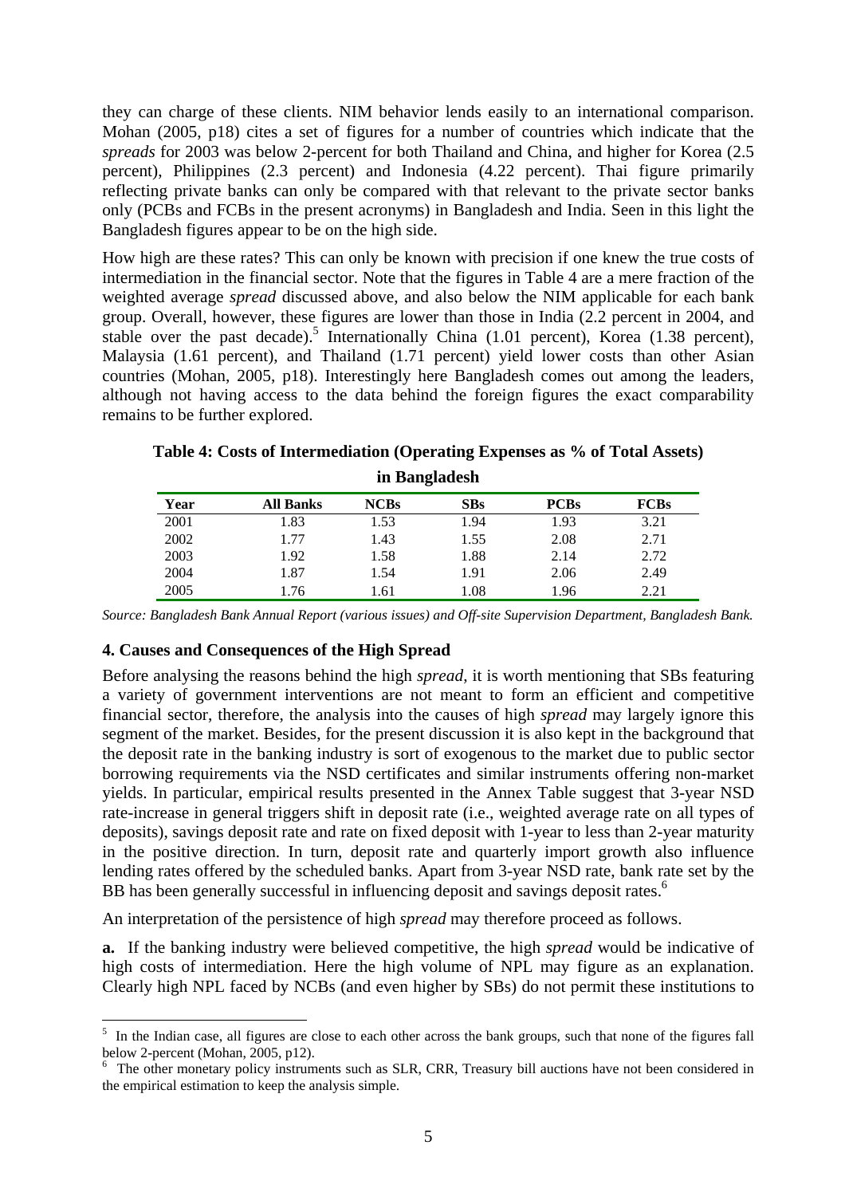they can charge of these clients. NIM behavior lends easily to an international comparison. Mohan (2005, p18) cites a set of figures for a number of countries which indicate that the *spreads* for 2003 was below 2-percent for both Thailand and China, and higher for Korea (2.5 percent), Philippines (2.3 percent) and Indonesia (4.22 percent). Thai figure primarily reflecting private banks can only be compared with that relevant to the private sector banks only (PCBs and FCBs in the present acronyms) in Bangladesh and India. Seen in this light the Bangladesh figures appear to be on the high side.

How high are these rates? This can only be known with precision if one knew the true costs of intermediation in the financial sector. Note that the figures in Table 4 are a mere fraction of the weighted average *spread* discussed above, and also below the NIM applicable for each bank group. Overall, however, these figures are lower than those in India (2.2 percent in 2004, and stable over the past decade).[5] Internationally China (1.01 percent), Korea (1.38 percent), Malaysia (1.61 percent), and Thailand (1.71 percent) yield lower costs than other Asian countries (Mohan, 2005, p18). Interestingly here Bangladesh comes out among the leaders, although not having access to the data behind the foreign figures the exact comparability remains to be further explored.

**Table 4: Costs of Intermediation (Operating Expenses as % of Total Assets) in Bangladesh**

| Year | All Banks | NCBs | SBs | PCBs | FCBs |
|---|---|---|---|---|---|
| 2001 | 1.83 | 1.53 | 1.94 | 1.93 | 3.21 |
| 2002 | 1.77 | 1.43 | 1.55 | 2.08 | 2.71 |
| 2003 | 1.92 | 1.58 | 1.88 | 2.14 | 2.72 |
| 2004 | 1.87 | 1.54 | 1.91 | 2.06 | 2.49 |
| 2005 | 1.76 | 1.61 | 1.08 | 1.96 | 2.21 |

*Source: Bangladesh Bank Annual Report (various issues) and Off-site Supervision Department, Bangladesh Bank.*

### 4. Causes and Consequences of the High Spread

Before analysing the reasons behind the high *spread*, it is worth mentioning that SBs featuring a variety of government interventions are not meant to form an efficient and competitive financial sector, therefore, the analysis into the causes of high *spread* may largely ignore this segment of the market. Besides, for the present discussion it is also kept in the background that the deposit rate in the banking industry is sort of exogenous to the market due to public sector borrowing requirements via the NSD certificates and similar instruments offering non-market yields. In particular, empirical results presented in the Annex Table suggest that 3-year NSD rate-increase in general triggers shift in deposit rate (i.e., weighted average rate on all types of deposits), savings deposit rate and rate on fixed deposit with 1-year to less than 2-year maturity in the positive direction. In turn, deposit rate and quarterly import growth also influence lending rates offered by the scheduled banks. Apart from 3-year NSD rate, bank rate set by the BB has been generally successful in influencing deposit and savings deposit rates.[6]

An interpretation of the persistence of high *spread* may therefore proceed as follows.

**a.** If the banking industry were believed competitive, the high *spread* would be indicative of high costs of intermediation. Here the high volume of NPL may figure as an explanation. Clearly high NPL faced by NCBs (and even higher by SBs) do not permit these institutions to

---

[5] In the Indian case, all figures are close to each other across the bank groups, such that none of the figures fall below 2-percent (Mohan, 2005, p12).

[6] The other monetary policy instruments such as SLR, CRR, Treasury bill auctions have not been considered in the empirical estimation to keep the analysis simple.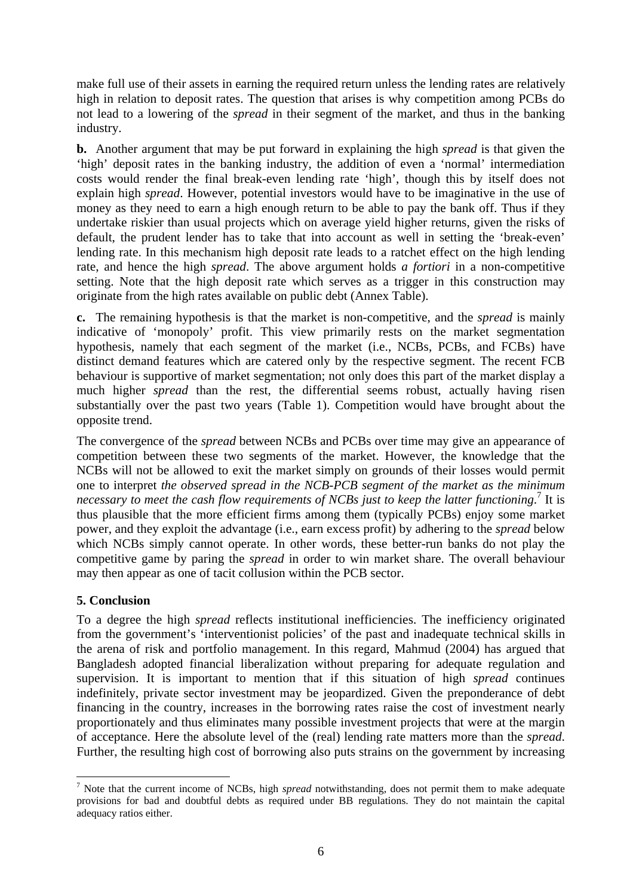make full use of their assets in earning the required return unless the lending rates are relatively high in relation to deposit rates. The question that arises is why competition among PCBs do not lead to a lowering of the *spread* in their segment of the market, and thus in the banking industry.

**b.** Another argument that may be put forward in explaining the high *spread* is that given the 'high' deposit rates in the banking industry, the addition of even a 'normal' intermediation costs would render the final break-even lending rate 'high', though this by itself does not explain high *spread*. However, potential investors would have to be imaginative in the use of money as they need to earn a high enough return to be able to pay the bank off. Thus if they undertake riskier than usual projects which on average yield higher returns, given the risks of default, the prudent lender has to take that into account as well in setting the 'break-even' lending rate. In this mechanism high deposit rate leads to a ratchet effect on the high lending rate, and hence the high *spread*. The above argument holds *a fortiori* in a non-competitive setting. Note that the high deposit rate which serves as a trigger in this construction may originate from the high rates available on public debt (Annex Table).

**c.** The remaining hypothesis is that the market is non-competitive, and the *spread* is mainly indicative of 'monopoly' profit. This view primarily rests on the market segmentation hypothesis, namely that each segment of the market (i.e., NCBs, PCBs, and FCBs) have distinct demand features which are catered only by the respective segment. The recent FCB behaviour is supportive of market segmentation; not only does this part of the market display a much higher *spread* than the rest, the differential seems robust, actually having risen substantially over the past two years (Table 1). Competition would have brought about the opposite trend.

The convergence of the *spread* between NCBs and PCBs over time may give an appearance of competition between these two segments of the market. However, the knowledge that the NCBs will not be allowed to exit the market simply on grounds of their losses would permit one to interpret *the observed spread in the NCB-PCB segment of the market as the minimum necessary to meet the cash flow requirements of NCBs just to keep the latter functioning.*[7] It is thus plausible that the more efficient firms among them (typically PCBs) enjoy some market power, and they exploit the advantage (i.e., earn excess profit) by adhering to the *spread* below which NCBs simply cannot operate. In other words, these better-run banks do not play the competitive game by paring the *spread* in order to win market share. The overall behaviour may then appear as one of tacit collusion within the PCB sector.

## 5. Conclusion

To a degree the high *spread* reflects institutional inefficiencies. The inefficiency originated from the government's 'interventionist policies' of the past and inadequate technical skills in the arena of risk and portfolio management. In this regard, Mahmud (2004) has argued that Bangladesh adopted financial liberalization without preparing for adequate regulation and supervision. It is important to mention that if this situation of high *spread* continues indefinitely, private sector investment may be jeopardized. Given the preponderance of debt financing in the country, increases in the borrowing rates raise the cost of investment nearly proportionately and thus eliminates many possible investment projects that were at the margin of acceptance. Here the absolute level of the (real) lending rate matters more than the *spread*. Further, the resulting high cost of borrowing also puts strains on the government by increasing

---

[7] Note that the current income of NCBs, high *spread* notwithstanding, does not permit them to make adequate provisions for bad and doubtful debts as required under BB regulations. They do not maintain the capital adequacy ratios either.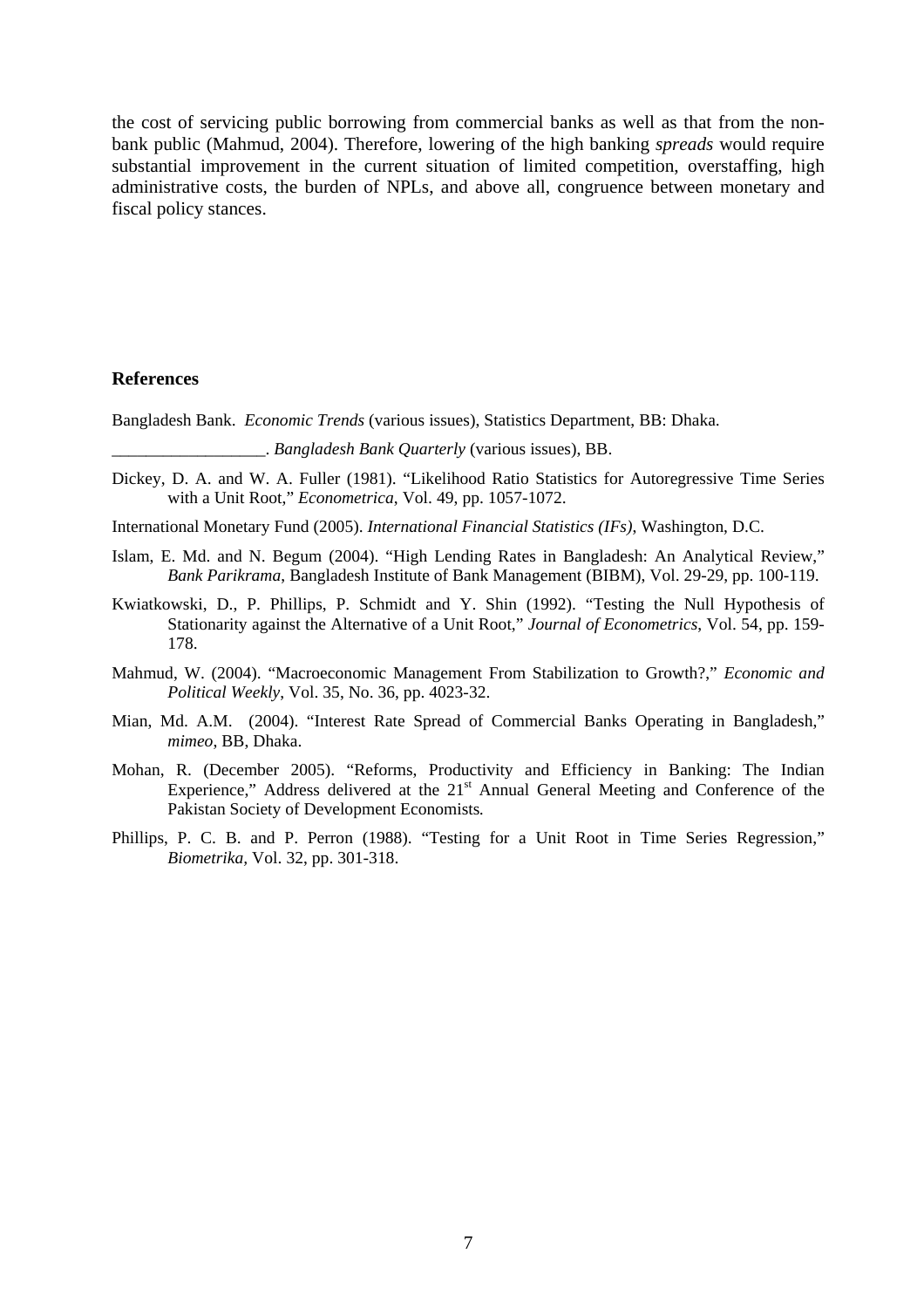the cost of servicing public borrowing from commercial banks as well as that from the non-bank public (Mahmud, 2004). Therefore, lowering of the high banking *spreads* would require substantial improvement in the current situation of limited competition, overstaffing, high administrative costs, the burden of NPLs, and above all, congruence between monetary and fiscal policy stances.

## References

Bangladesh Bank. *Economic Trends* (various issues), Statistics Department, BB: Dhaka.

__________________. *Bangladesh Bank Quarterly* (various issues), BB.

Dickey, D. A. and W. A. Fuller (1981). "Likelihood Ratio Statistics for Autoregressive Time Series with a Unit Root," *Econometrica*, Vol. 49, pp. 1057-1072.

International Monetary Fund (2005). *International Financial Statistics (IFs)*, Washington, D.C.

Islam, E. Md. and N. Begum (2004). "High Lending Rates in Bangladesh: An Analytical Review," *Bank Parikrama*, Bangladesh Institute of Bank Management (BIBM), Vol. 29-29, pp. 100-119.

Kwiatkowski, D., P. Phillips, P. Schmidt and Y. Shin (1992). "Testing the Null Hypothesis of Stationarity against the Alternative of a Unit Root," *Journal of Econometrics*, Vol. 54, pp. 159-178.

Mahmud, W. (2004). "Macroeconomic Management From Stabilization to Growth?," *Economic and Political Weekly*, Vol. 35, No. 36, pp. 4023-32.

Mian, Md. A.M. (2004). "Interest Rate Spread of Commercial Banks Operating in Bangladesh," *mimeo*, BB, Dhaka.

Mohan, R. (December 2005). "Reforms, Productivity and Efficiency in Banking: The Indian Experience," Address delivered at the 21st Annual General Meeting and Conference of the Pakistan Society of Development Economists*.*

Phillips, P. C. B. and P. Perron (1988). "Testing for a Unit Root in Time Series Regression," *Biometrika*, Vol. 32, pp. 301-318.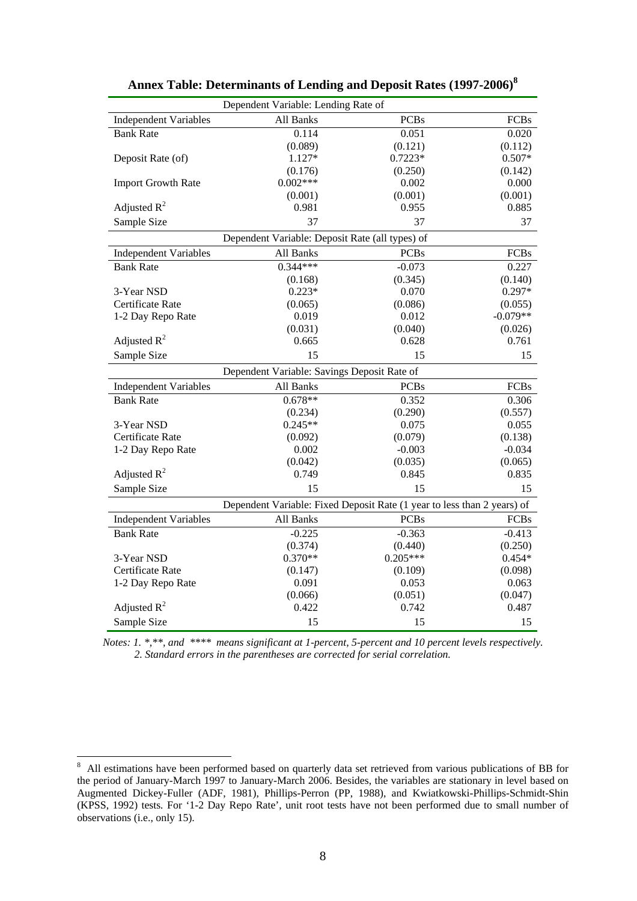## Annex Table: Determinants of Lending and Deposit Rates (1997-2006)[8]

| | Dependent Variable: Lending Rate of | | |
|---|---|---|---|
| Independent Variables | All Banks | PCBs | FCBs |
| Bank Rate | 0.114 | 0.051 | 0.020 |
| | (0.089) | (0.121) | (0.112) |
| Deposit Rate (of) | 1.127* | 0.7223* | 0.507* |
| | (0.176) | (0.250) | (0.142) |
| Import Growth Rate | 0.002*** | 0.002 | 0.000 |
| | (0.001) | (0.001) | (0.001) |
| Adjusted $R^2$ | 0.981 | 0.955 | 0.885 |
| Sample Size | 37 | 37 | 37 |
| | Dependent Variable: Deposit Rate (all types) of | | |
| Independent Variables | All Banks | PCBs | FCBs |
| Bank Rate | 0.344*** | -0.073 | 0.227 |
| | (0.168) | (0.345) | (0.140) |
| 3-Year NSD Certificate Rate | 0.223* | 0.070 | 0.297* |
| | (0.065) | (0.086) | (0.055) |
| 1-2 Day Repo Rate | 0.019 | 0.012 | -0.079** |
| | (0.031) | (0.040) | (0.026) |
| Adjusted $R^2$ | 0.665 | 0.628 | 0.761 |
| Sample Size | 15 | 15 | 15 |
| | Dependent Variable: Savings Deposit Rate of | | |
| Independent Variables | All Banks | PCBs | FCBs |
| Bank Rate | 0.678** | 0.352 | 0.306 |
| | (0.234) | (0.290) | (0.557) |
| 3-Year NSD Certificate Rate | 0.245** | 0.075 | 0.055 |
| | (0.092) | (0.079) | (0.138) |
| 1-2 Day Repo Rate | 0.002 | -0.003 | -0.034 |
| | (0.042) | (0.035) | (0.065) |
| Adjusted $R^2$ | 0.749 | 0.845 | 0.835 |
| Sample Size | 15 | 15 | 15 |
| | Dependent Variable: Fixed Deposit Rate (1 year to less than 2 years) of | | |
| Independent Variables | All Banks | PCBs | FCBs |
| Bank Rate | -0.225 | -0.363 | -0.413 |
| | (0.374) | (0.440) | (0.250) |
| 3-Year NSD Certificate Rate | 0.370** | 0.205*** | 0.454* |
| | (0.147) | (0.109) | (0.098) |
| 1-2 Day Repo Rate | 0.091 | 0.053 | 0.063 |
| | (0.066) | (0.051) | (0.047) |
| Adjusted $R^2$ | 0.422 | 0.742 | 0.487 |
| Sample Size | 15 | 15 | 15 |

*Notes: 1. *,**, and **** means significant at 1-percent, 5-percent and 10 percent levels respectively.*
*2. Standard errors in the parentheses are corrected for serial correlation.*

---

[8] All estimations have been performed based on quarterly data set retrieved from various publications of BB for the period of January-March 1997 to January-March 2006. Besides, the variables are stationary in level based on Augmented Dickey-Fuller (ADF, 1981), Phillips-Perron (PP, 1988), and Kwiatkowski-Phillips-Schmidt-Shin (KPSS, 1992) tests. For '1-2 Day Repo Rate', unit root tests have not been performed due to small number of observations (i.e., only 15).